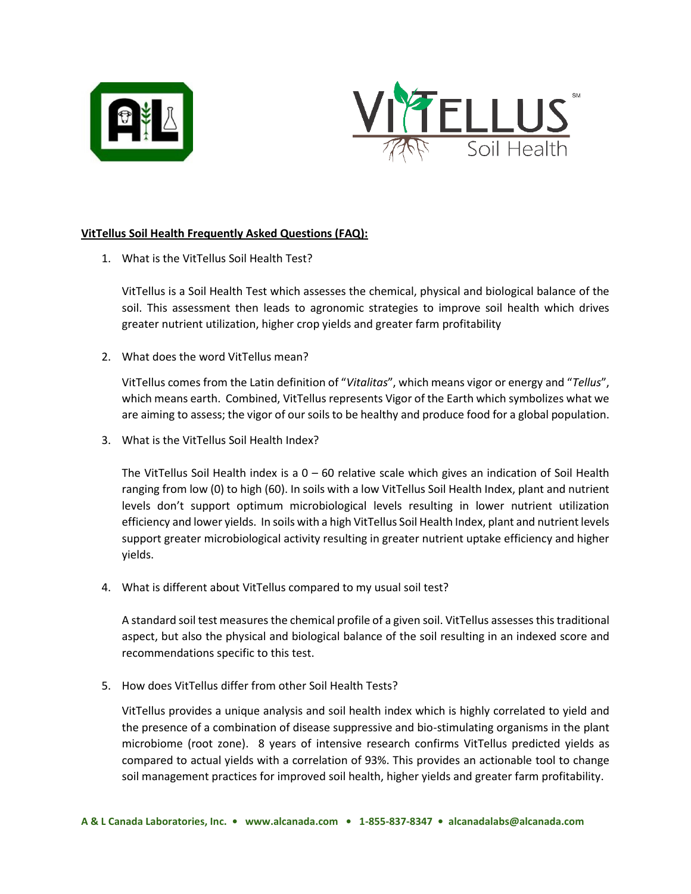**VitTellus Soil Health Frequently Asked Questions (FAQ):**

1. What is the VitTellus Soil Health Test?

   VitTellus is a Soil Health Test which assesses the chemical, physical and biological balance of the soil. This assessment then leads to agronomic strategies to improve soil health which drives greater nutrient utilization, higher crop yields and greater farm profitability

2. What does the word VitTellus mean?

   VitTellus comes from the Latin definition of "*Vitalitas*", which means vigor or energy and "*Tellus*", which means earth. Combined, VitTellus represents Vigor of the Earth which symbolizes what we are aiming to assess; the vigor of our soils to be healthy and produce food for a global population.

3. What is the VitTellus Soil Health Index?

   The VitTellus Soil Health index is a 0 – 60 relative scale which gives an indication of Soil Health ranging from low (0) to high (60). In soils with a low VitTellus Soil Health Index, plant and nutrient levels don't support optimum microbiological levels resulting in lower nutrient utilization efficiency and lower yields. In soils with a high VitTellus Soil Health Index, plant and nutrient levels support greater microbiological activity resulting in greater nutrient uptake efficiency and higher yields.

4. What is different about VitTellus compared to my usual soil test?

   A standard soil test measures the chemical profile of a given soil. VitTellus assesses this traditional aspect, but also the physical and biological balance of the soil resulting in an indexed score and recommendations specific to this test.

5. How does VitTellus differ from other Soil Health Tests?

   VitTellus provides a unique analysis and soil health index which is highly correlated to yield and the presence of a combination of disease suppressive and bio-stimulating organisms in the plant microbiome (root zone). 8 years of intensive research confirms VitTellus predicted yields as compared to actual yields with a correlation of 93%. This provides an actionable tool to change soil management practices for improved soil health, higher yields and greater farm profitability.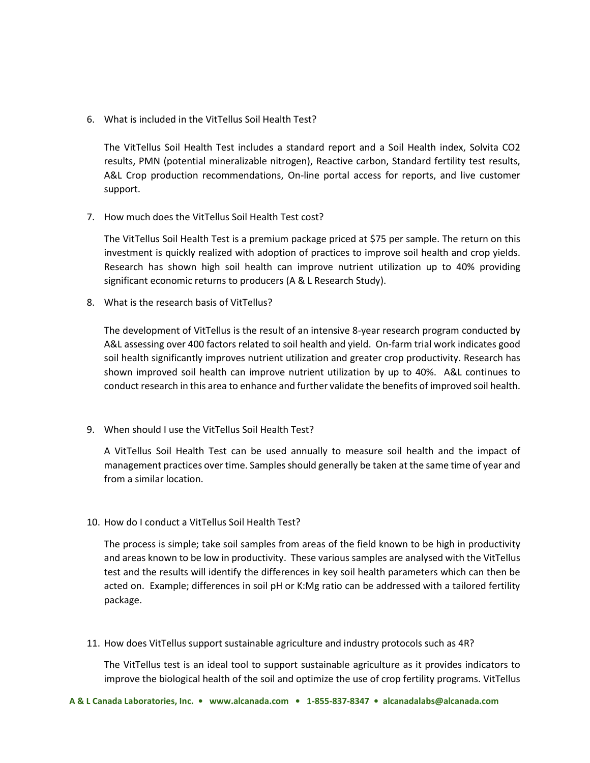6. What is included in the VitTellus Soil Health Test?

   The VitTellus Soil Health Test includes a standard report and a Soil Health index, Solvita CO2 results, PMN (potential mineralizable nitrogen), Reactive carbon, Standard fertility test results, A&L Crop production recommendations, On-line portal access for reports, and live customer support.

7. How much does the VitTellus Soil Health Test cost?

   The VitTellus Soil Health Test is a premium package priced at $75 per sample. The return on this investment is quickly realized with adoption of practices to improve soil health and crop yields. Research has shown high soil health can improve nutrient utilization up to 40% providing significant economic returns to producers (A & L Research Study).

8. What is the research basis of VitTellus?

   The development of VitTellus is the result of an intensive 8-year research program conducted by A&L assessing over 400 factors related to soil health and yield. On-farm trial work indicates good soil health significantly improves nutrient utilization and greater crop productivity. Research has shown improved soil health can improve nutrient utilization by up to 40%. A&L continues to conduct research in this area to enhance and further validate the benefits of improved soil health.

9. When should I use the VitTellus Soil Health Test?

   A VitTellus Soil Health Test can be used annually to measure soil health and the impact of management practices over time. Samples should generally be taken at the same time of year and from a similar location.

10. How do I conduct a VitTellus Soil Health Test?

    The process is simple; take soil samples from areas of the field known to be high in productivity and areas known to be low in productivity. These various samples are analysed with the VitTellus test and the results will identify the differences in key soil health parameters which can then be acted on. Example; differences in soil pH or K:Mg ratio can be addressed with a tailored fertility package.

11. How does VitTellus support sustainable agriculture and industry protocols such as 4R?

    The VitTellus test is an ideal tool to support sustainable agriculture as it provides indicators to improve the biological health of the soil and optimize the use of crop fertility programs. VitTellus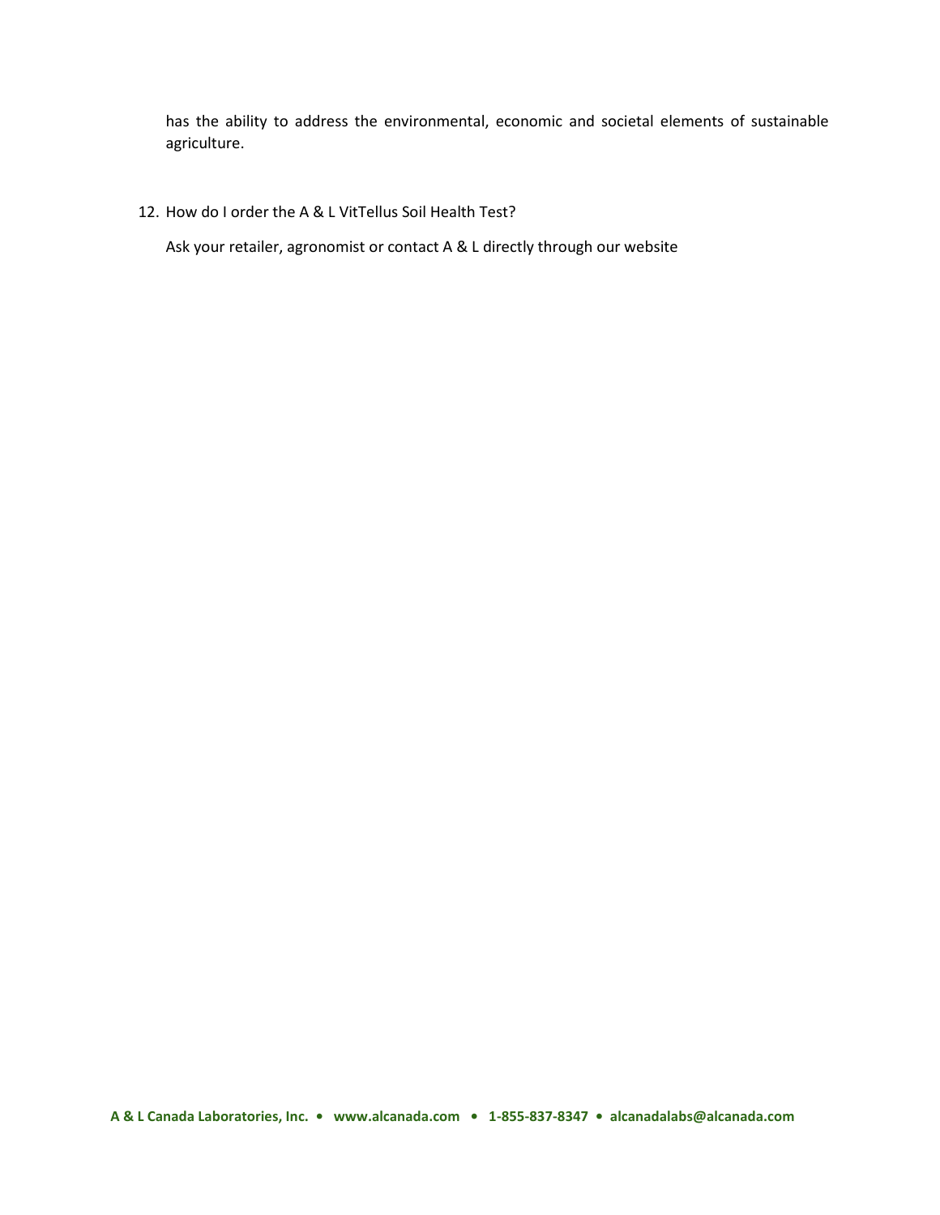has the ability to address the environmental, economic and societal elements of sustainable agriculture.

12. How do I order the A & L VitTellus Soil Health Test?

    Ask your retailer, agronomist or contact A & L directly through our website